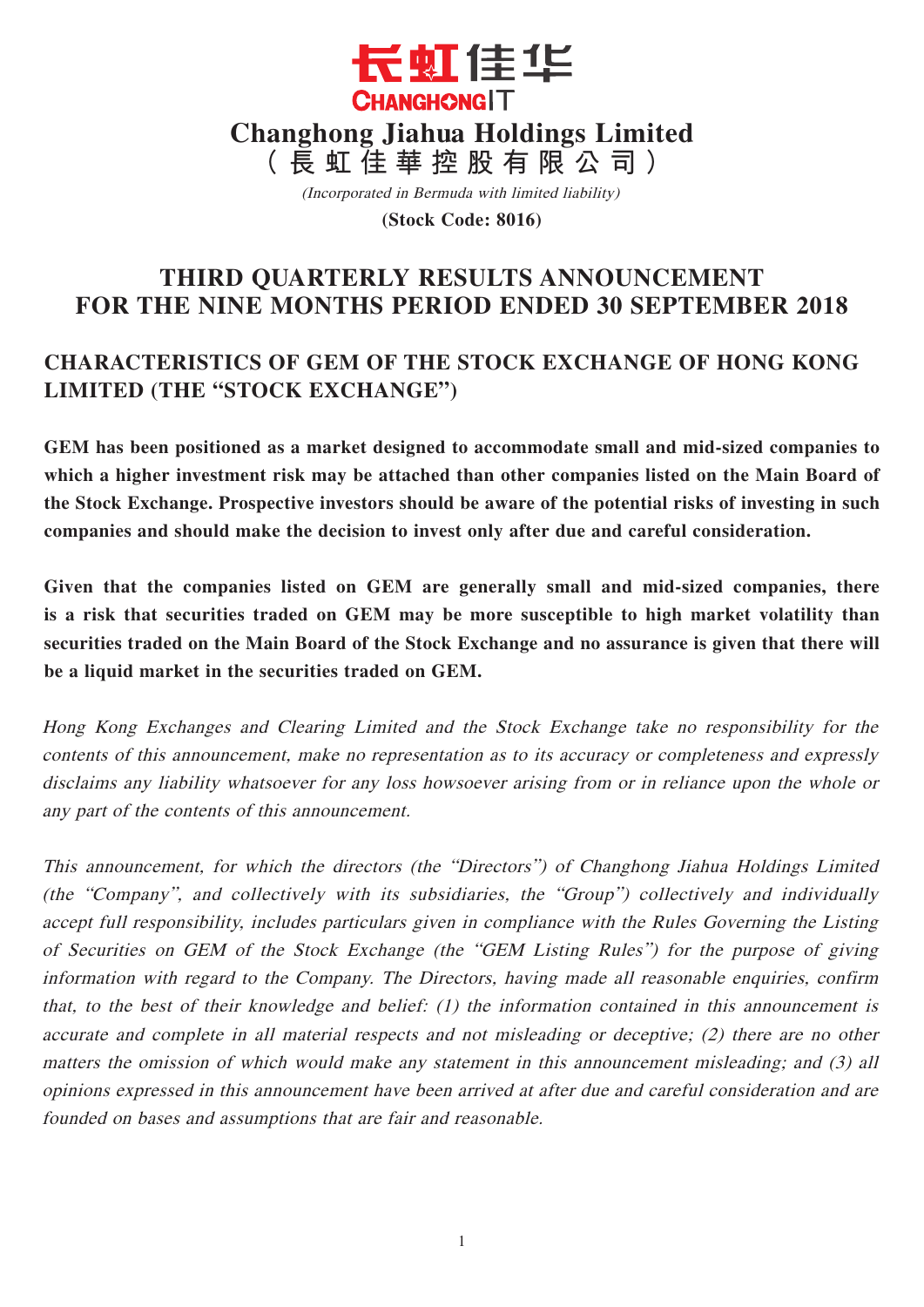# Changhong Jiahua Holdings Limited
**（長虹佳華控股有限公司）**

*(Incorporated in Bermuda with limited liability)*

**(Stock Code: 8016)**

# THIRD QUARTERLY RESULTS ANNOUNCEMENT FOR THE NINE MONTHS PERIOD ENDED 30 SEPTEMBER 2018

## CHARACTERISTICS OF GEM OF THE STOCK EXCHANGE OF HONG KONG LIMITED (THE "STOCK EXCHANGE")

**GEM has been positioned as a market designed to accommodate small and mid-sized companies to which a higher investment risk may be attached than other companies listed on the Main Board of the Stock Exchange. Prospective investors should be aware of the potential risks of investing in such companies and should make the decision to invest only after due and careful consideration.**

**Given that the companies listed on GEM are generally small and mid-sized companies, there is a risk that securities traded on GEM may be more susceptible to high market volatility than securities traded on the Main Board of the Stock Exchange and no assurance is given that there will be a liquid market in the securities traded on GEM.**

*Hong Kong Exchanges and Clearing Limited and the Stock Exchange take no responsibility for the contents of this announcement, make no representation as to its accuracy or completeness and expressly disclaims any liability whatsoever for any loss howsoever arising from or in reliance upon the whole or any part of the contents of this announcement.*

*This announcement, for which the directors (the "Directors") of Changhong Jiahua Holdings Limited (the "Company", and collectively with its subsidiaries, the "Group") collectively and individually accept full responsibility, includes particulars given in compliance with the Rules Governing the Listing of Securities on GEM of the Stock Exchange (the "GEM Listing Rules") for the purpose of giving information with regard to the Company. The Directors, having made all reasonable enquiries, confirm that, to the best of their knowledge and belief: (1) the information contained in this announcement is accurate and complete in all material respects and not misleading or deceptive; (2) there are no other matters the omission of which would make any statement in this announcement misleading; and (3) all opinions expressed in this announcement have been arrived at after due and careful consideration and are founded on bases and assumptions that are fair and reasonable.*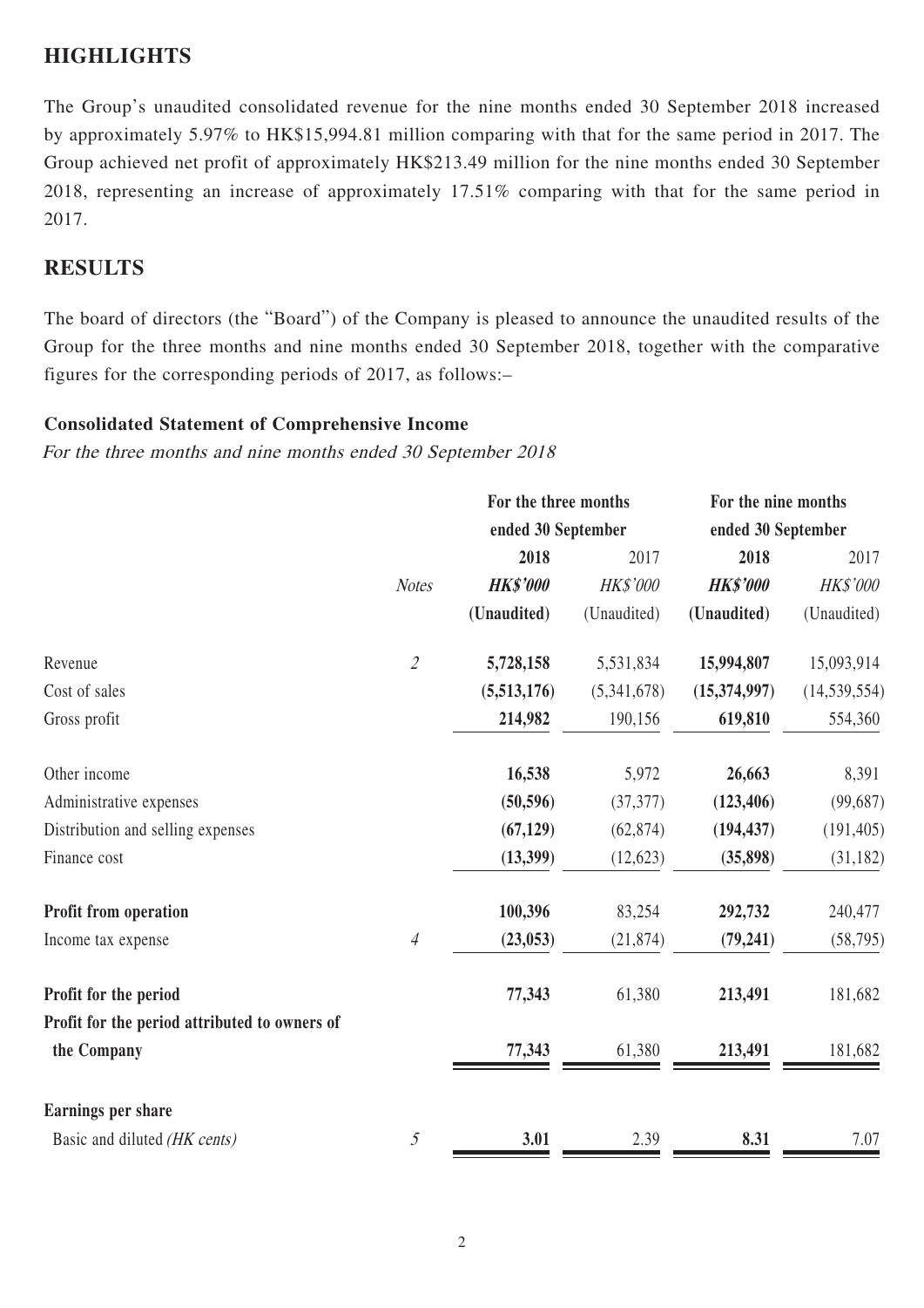## HIGHLIGHTS

The Group's unaudited consolidated revenue for the nine months ended 30 September 2018 increased by approximately 5.97% to HK$15,994.81 million comparing with that for the same period in 2017. The Group achieved net profit of approximately HK$213.49 million for the nine months ended 30 September 2018, representing an increase of approximately 17.51% comparing with that for the same period in 2017.

## RESULTS

The board of directors (the "Board") of the Company is pleased to announce the unaudited results of the Group for the three months and nine months ended 30 September 2018, together with the comparative figures for the corresponding periods of 2017, as follows:–

**Consolidated Statement of Comprehensive Income**

*For the three months and nine months ended 30 September 2018*

| | | For the three months ended 30 September | | For the nine months ended 30 September | |
|---|---|---|---|---|---|
| | | **2018** | 2017 | **2018** | 2017 |
| | *Notes* | ***HK$'000*** | *HK$'000* | ***HK$'000*** | *HK$'000* |
| | | **(Unaudited)** | (Unaudited) | **(Unaudited)** | (Unaudited) |
| Revenue | *2* | **5,728,158** | 5,531,834 | **15,994,807** | 15,093,914 |
| Cost of sales | | **(5,513,176)** | (5,341,678) | **(15,374,997)** | (14,539,554) |
| Gross profit | | **214,982** | 190,156 | **619,810** | 554,360 |
| Other income | | **16,538** | 5,972 | **26,663** | 8,391 |
| Administrative expenses | | **(50,596)** | (37,377) | **(123,406)** | (99,687) |
| Distribution and selling expenses | | **(67,129)** | (62,874) | **(194,437)** | (191,405) |
| Finance cost | | **(13,399)** | (12,623) | **(35,898)** | (31,182) |
| **Profit from operation** | | **100,396** | 83,254 | **292,732** | 240,477 |
| Income tax expense | *4* | **(23,053)** | (21,874) | **(79,241)** | (58,795) |
| **Profit for the period** | | **77,343** | 61,380 | **213,491** | 181,682 |
| **Profit for the period attributed to owners of the Company** | | **77,343** | 61,380 | **213,491** | 181,682 |
| **Earnings per share** | | | | | |
| Basic and diluted *(HK cents)* | *5* | **3.01** | 2.39 | **8.31** | 7.07 |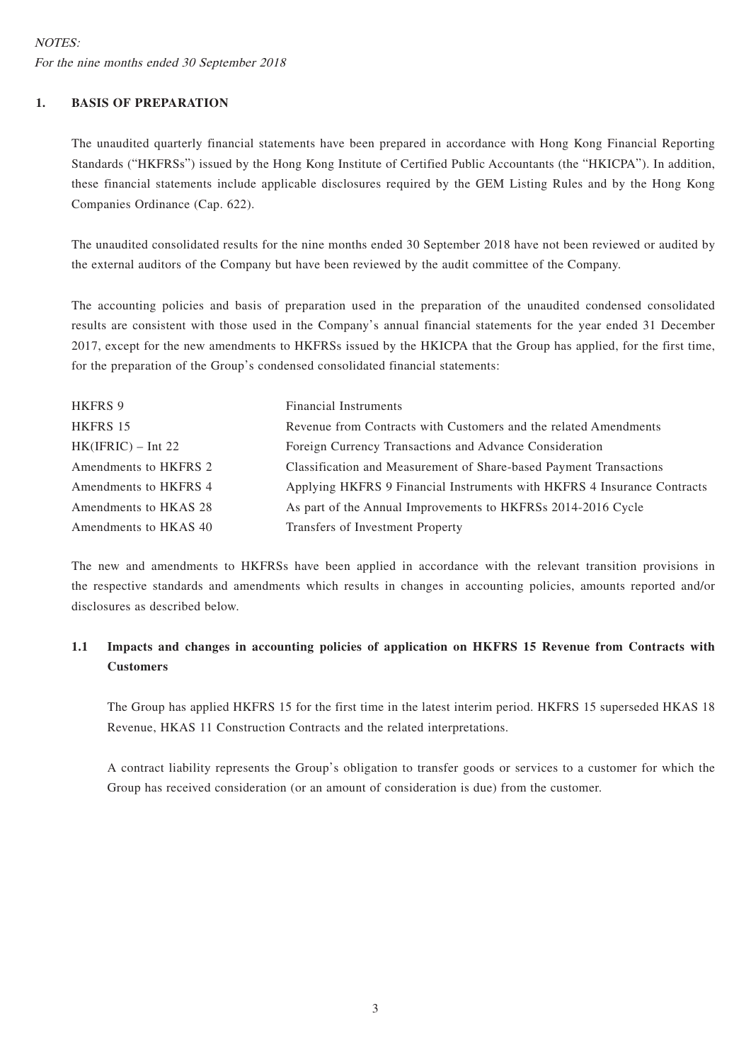*NOTES:*

*For the nine months ended 30 September 2018*

## 1. BASIS OF PREPARATION

The unaudited quarterly financial statements have been prepared in accordance with Hong Kong Financial Reporting Standards ("HKFRSs") issued by the Hong Kong Institute of Certified Public Accountants (the "HKICPA"). In addition, these financial statements include applicable disclosures required by the GEM Listing Rules and by the Hong Kong Companies Ordinance (Cap. 622).

The unaudited consolidated results for the nine months ended 30 September 2018 have not been reviewed or audited by the external auditors of the Company but have been reviewed by the audit committee of the Company.

The accounting policies and basis of preparation used in the preparation of the unaudited condensed consolidated results are consistent with those used in the Company's annual financial statements for the year ended 31 December 2017, except for the new amendments to HKFRSs issued by the HKICPA that the Group has applied, for the first time, for the preparation of the Group's condensed consolidated financial statements:

| | |
|---|---|
| HKFRS 9 | Financial Instruments |
| HKFRS 15 | Revenue from Contracts with Customers and the related Amendments |
| HK(IFRIC) – Int 22 | Foreign Currency Transactions and Advance Consideration |
| Amendments to HKFRS 2 | Classification and Measurement of Share-based Payment Transactions |
| Amendments to HKFRS 4 | Applying HKFRS 9 Financial Instruments with HKFRS 4 Insurance Contracts |
| Amendments to HKAS 28 | As part of the Annual Improvements to HKFRSs 2014-2016 Cycle |
| Amendments to HKAS 40 | Transfers of Investment Property |

The new and amendments to HKFRSs have been applied in accordance with the relevant transition provisions in the respective standards and amendments which results in changes in accounting policies, amounts reported and/or disclosures as described below.

### 1.1 Impacts and changes in accounting policies of application on HKFRS 15 Revenue from Contracts with Customers

The Group has applied HKFRS 15 for the first time in the latest interim period. HKFRS 15 superseded HKAS 18 Revenue, HKAS 11 Construction Contracts and the related interpretations.

A contract liability represents the Group's obligation to transfer goods or services to a customer for which the Group has received consideration (or an amount of consideration is due) from the customer.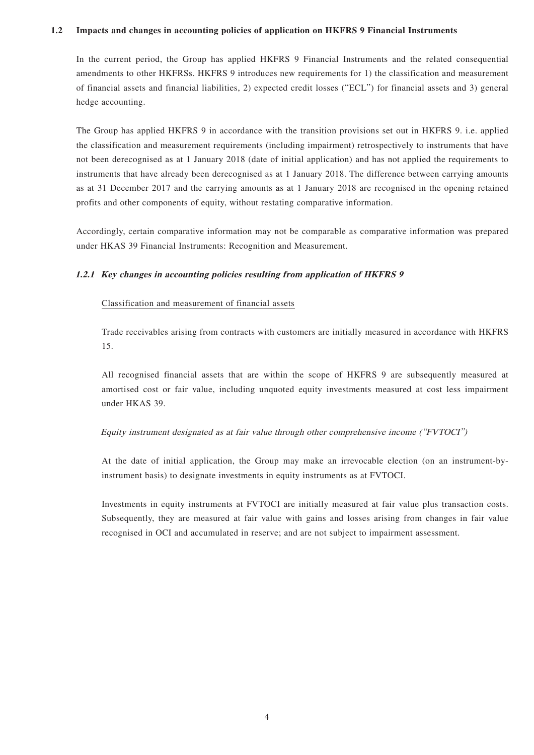### 1.2 Impacts and changes in accounting policies of application on HKFRS 9 Financial Instruments

In the current period, the Group has applied HKFRS 9 Financial Instruments and the related consequential amendments to other HKFRSs. HKFRS 9 introduces new requirements for 1) the classification and measurement of financial assets and financial liabilities, 2) expected credit losses ("ECL") for financial assets and 3) general hedge accounting.

The Group has applied HKFRS 9 in accordance with the transition provisions set out in HKFRS 9. i.e. applied the classification and measurement requirements (including impairment) retrospectively to instruments that have not been derecognised as at 1 January 2018 (date of initial application) and has not applied the requirements to instruments that have already been derecognised as at 1 January 2018. The difference between carrying amounts as at 31 December 2017 and the carrying amounts as at 1 January 2018 are recognised in the opening retained profits and other components of equity, without restating comparative information.

Accordingly, certain comparative information may not be comparable as comparative information was prepared under HKAS 39 Financial Instruments: Recognition and Measurement.

#### *1.2.1 Key changes in accounting policies resulting from application of HKFRS 9*

Classification and measurement of financial assets

Trade receivables arising from contracts with customers are initially measured in accordance with HKFRS 15.

All recognised financial assets that are within the scope of HKFRS 9 are subsequently measured at amortised cost or fair value, including unquoted equity investments measured at cost less impairment under HKAS 39.

*Equity instrument designated as at fair value through other comprehensive income ("FVTOCI")*

At the date of initial application, the Group may make an irrevocable election (on an instrument-by-instrument basis) to designate investments in equity instruments as at FVTOCI.

Investments in equity instruments at FVTOCI are initially measured at fair value plus transaction costs. Subsequently, they are measured at fair value with gains and losses arising from changes in fair value recognised in OCI and accumulated in reserve; and are not subject to impairment assessment.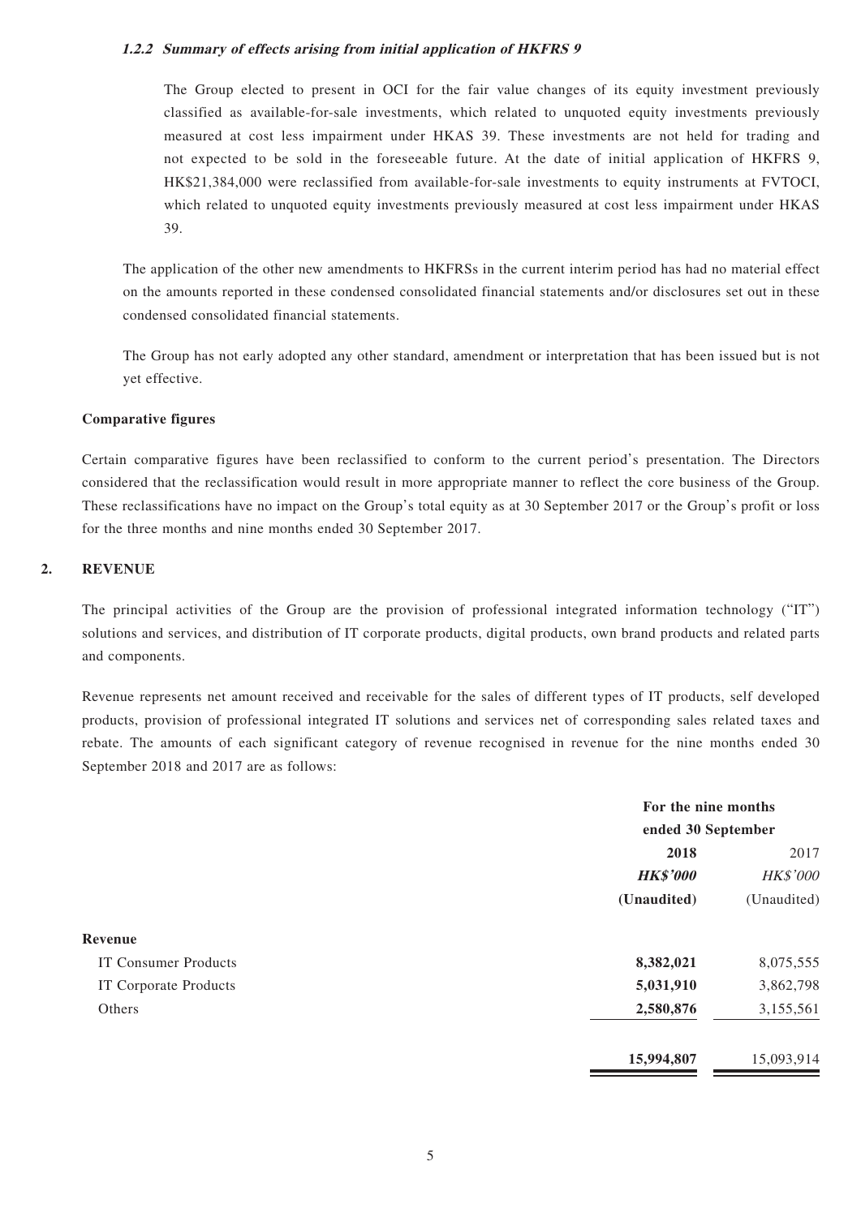#### 1.2.2 *Summary of effects arising from initial application of HKFRS 9*

The Group elected to present in OCI for the fair value changes of its equity investment previously classified as available-for-sale investments, which related to unquoted equity investments previously measured at cost less impairment under HKAS 39. These investments are not held for trading and not expected to be sold in the foreseeable future. At the date of initial application of HKFRS 9, HK$21,384,000 were reclassified from available-for-sale investments to equity instruments at FVTOCI, which related to unquoted equity investments previously measured at cost less impairment under HKAS 39.

The application of the other new amendments to HKFRSs in the current interim period has had no material effect on the amounts reported in these condensed consolidated financial statements and/or disclosures set out in these condensed consolidated financial statements.

The Group has not early adopted any other standard, amendment or interpretation that has been issued but is not yet effective.

**Comparative figures**

Certain comparative figures have been reclassified to conform to the current period's presentation. The Directors considered that the reclassification would result in more appropriate manner to reflect the core business of the Group. These reclassifications have no impact on the Group's total equity as at 30 September 2017 or the Group's profit or loss for the three months and nine months ended 30 September 2017.

## 2. REVENUE

The principal activities of the Group are the provision of professional integrated information technology ("IT") solutions and services, and distribution of IT corporate products, digital products, own brand products and related parts and components.

Revenue represents net amount received and receivable for the sales of different types of IT products, self developed products, provision of professional integrated IT solutions and services net of corresponding sales related taxes and rebate. The amounts of each significant category of revenue recognised in revenue for the nine months ended 30 September 2018 and 2017 are as follows:

| | For the nine months ended 30 September | |
|---|---|---|
| | **2018** | 2017 |
| | ***HK$'000*** | *HK$'000* |
| | **(Unaudited)** | (Unaudited) |
| **Revenue** | | |
| IT Consumer Products | **8,382,021** | 8,075,555 |
| IT Corporate Products | **5,031,910** | 3,862,798 |
| Others | **2,580,876** | 3,155,561 |
| | **15,994,807** | 15,093,914 |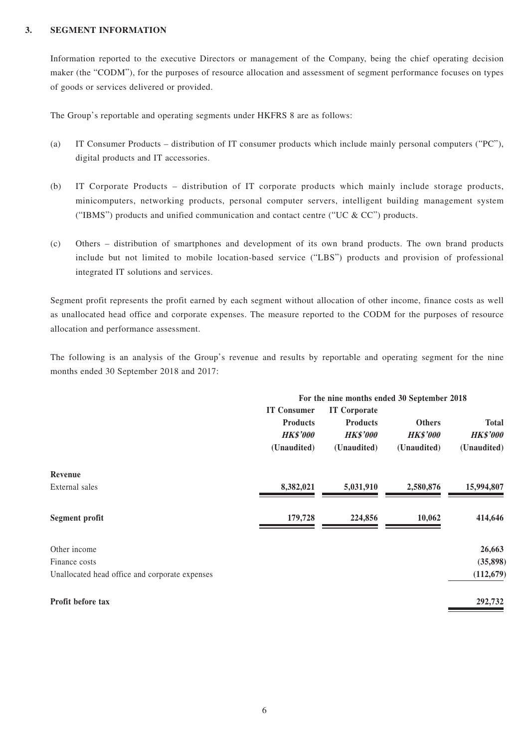### 3. SEGMENT INFORMATION

Information reported to the executive Directors or management of the Company, being the chief operating decision maker (the "CODM"), for the purposes of resource allocation and assessment of segment performance focuses on types of goods or services delivered or provided.

The Group's reportable and operating segments under HKFRS 8 are as follows:

(a) IT Consumer Products – distribution of IT consumer products which include mainly personal computers ("PC"), digital products and IT accessories.

(b) IT Corporate Products – distribution of IT corporate products which mainly include storage products, minicomputers, networking products, personal computer servers, intelligent building management system ("IBMS") products and unified communication and contact centre ("UC & CC") products.

(c) Others – distribution of smartphones and development of its own brand products. The own brand products include but not limited to mobile location-based service ("LBS") products and provision of professional integrated IT solutions and services.

Segment profit represents the profit earned by each segment without allocation of other income, finance costs as well as unallocated head office and corporate expenses. The measure reported to the CODM for the purposes of resource allocation and performance assessment.

The following is an analysis of the Group's revenue and results by reportable and operating segment for the nine months ended 30 September 2018 and 2017:

| | For the nine months ended 30 September 2018 | | | |
|---|---|---|---|---|
| | **IT Consumer Products** *HK$'000* (Unaudited) | **IT Corporate Products** *HK$'000* (Unaudited) | **Others** *HK$'000* (Unaudited) | **Total** *HK$'000* (Unaudited) |
| **Revenue** | | | | |
| External sales | **8,382,021** | **5,031,910** | **2,580,876** | **15,994,807** |
| **Segment profit** | **179,728** | **224,856** | **10,062** | **414,646** |
| Other income | | | | **26,663** |
| Finance costs | | | | **(35,898)** |
| Unallocated head office and corporate expenses | | | | **(112,679)** |
| **Profit before tax** | | | | **292,732** |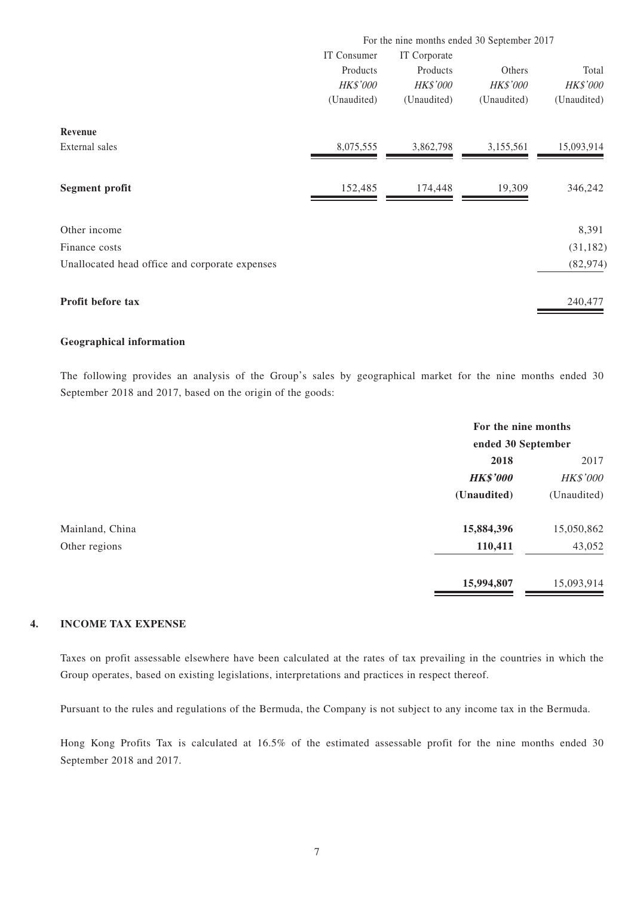| | For the nine months ended 30 September 2017 | | | |
|---|---|---|---|---|
| | IT Consumer Products | IT Corporate Products | Others | Total |
| | *HK$'000* | *HK$'000* | *HK$'000* | *HK$'000* |
| | (Unaudited) | (Unaudited) | (Unaudited) | (Unaudited) |
| **Revenue** | | | | |
| External sales | 8,075,555 | 3,862,798 | 3,155,561 | 15,093,914 |
| **Segment profit** | 152,485 | 174,448 | 19,309 | 346,242 |
| Other income | | | | 8,391 |
| Finance costs | | | | (31,182) |
| Unallocated head office and corporate expenses | | | | (82,974) |
| **Profit before tax** | | | | 240,477 |

**Geographical information**

The following provides an analysis of the Group's sales by geographical market for the nine months ended 30 September 2018 and 2017, based on the origin of the goods:

| | For the nine months ended 30 September | |
|---|---|---|
| | **2018** | 2017 |
| | ***HK$'000*** | *HK$'000* |
| | **(Unaudited)** | (Unaudited) |
| Mainland, China | **15,884,396** | 15,050,862 |
| Other regions | **110,411** | 43,052 |
| | **15,994,807** | 15,093,914 |

## 4. INCOME TAX EXPENSE

Taxes on profit assessable elsewhere have been calculated at the rates of tax prevailing in the countries in which the Group operates, based on existing legislations, interpretations and practices in respect thereof.

Pursuant to the rules and regulations of the Bermuda, the Company is not subject to any income tax in the Bermuda.

Hong Kong Profits Tax is calculated at 16.5% of the estimated assessable profit for the nine months ended 30 September 2018 and 2017.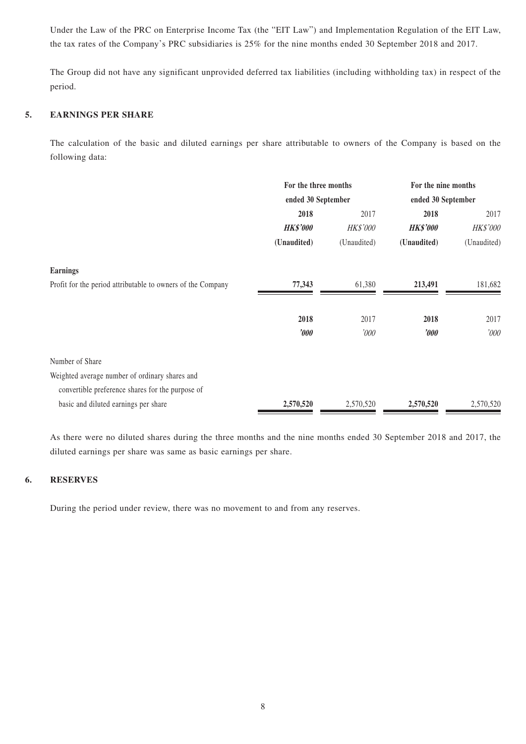Under the Law of the PRC on Enterprise Income Tax (the "EIT Law") and Implementation Regulation of the EIT Law, the tax rates of the Company's PRC subsidiaries is 25% for the nine months ended 30 September 2018 and 2017.

The Group did not have any significant unprovided deferred tax liabilities (including withholding tax) in respect of the period.

## 5. EARNINGS PER SHARE

The calculation of the basic and diluted earnings per share attributable to owners of the Company is based on the following data:

| | For the three months ended 30 September | | For the nine months ended 30 September | |
|---|---|---|---|---|
| | **2018** | 2017 | **2018** | 2017 |
| | ***HK$'000*** | *HK$'000* | ***HK$'000*** | *HK$'000* |
| | **(Unaudited)** | (Unaudited) | **(Unaudited)** | (Unaudited) |
| **Earnings** | | | | |
| Profit for the period attributable to owners of the Company | **77,343** | 61,380 | **213,491** | 181,682 |

| | **2018** | 2017 | **2018** | 2017 |
|---|---|---|---|---|
| | ***'000*** | *'000* | ***'000*** | *'000* |
| Number of Share | | | | |
| Weighted average number of ordinary shares and convertible preference shares for the purpose of basic and diluted earnings per share | **2,570,520** | 2,570,520 | **2,570,520** | 2,570,520 |

As there were no diluted shares during the three months and the nine months ended 30 September 2018 and 2017, the diluted earnings per share was same as basic earnings per share.

## 6. RESERVES

During the period under review, there was no movement to and from any reserves.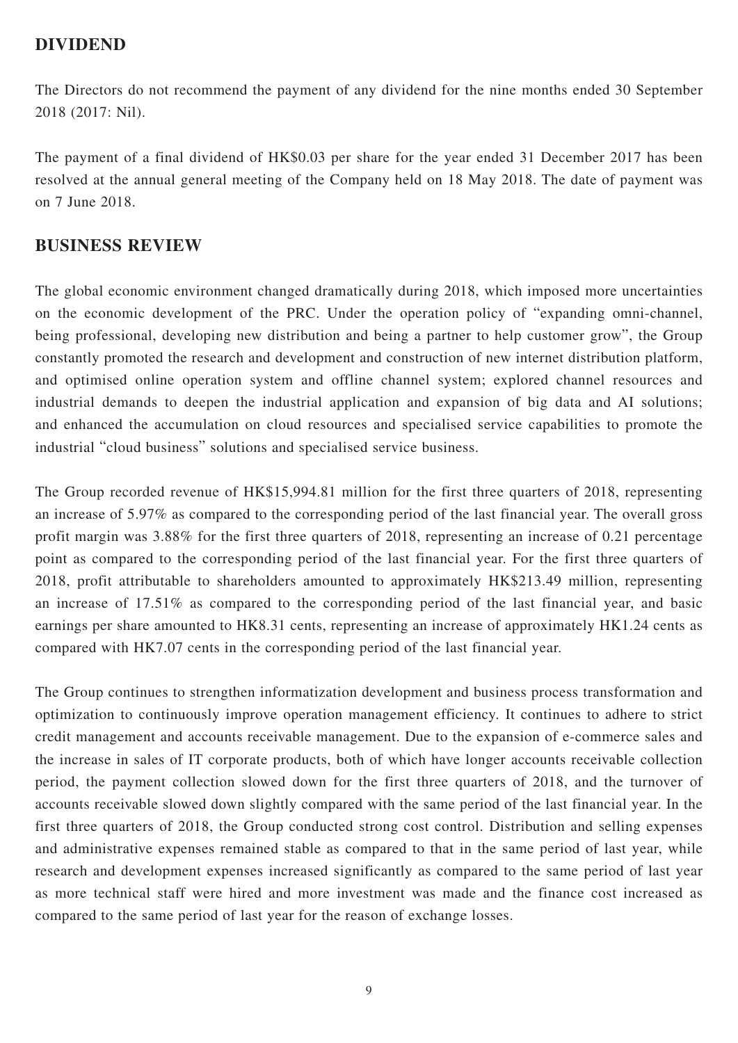## DIVIDEND

The Directors do not recommend the payment of any dividend for the nine months ended 30 September 2018 (2017: Nil).

The payment of a final dividend of HK$0.03 per share for the year ended 31 December 2017 has been resolved at the annual general meeting of the Company held on 18 May 2018. The date of payment was on 7 June 2018.

## BUSINESS REVIEW

The global economic environment changed dramatically during 2018, which imposed more uncertainties on the economic development of the PRC. Under the operation policy of "expanding omni-channel, being professional, developing new distribution and being a partner to help customer grow", the Group constantly promoted the research and development and construction of new internet distribution platform, and optimised online operation system and offline channel system; explored channel resources and industrial demands to deepen the industrial application and expansion of big data and AI solutions; and enhanced the accumulation on cloud resources and specialised service capabilities to promote the industrial "cloud business" solutions and specialised service business.

The Group recorded revenue of HK$15,994.81 million for the first three quarters of 2018, representing an increase of 5.97% as compared to the corresponding period of the last financial year. The overall gross profit margin was 3.88% for the first three quarters of 2018, representing an increase of 0.21 percentage point as compared to the corresponding period of the last financial year. For the first three quarters of 2018, profit attributable to shareholders amounted to approximately HK$213.49 million, representing an increase of 17.51% as compared to the corresponding period of the last financial year, and basic earnings per share amounted to HK8.31 cents, representing an increase of approximately HK1.24 cents as compared with HK7.07 cents in the corresponding period of the last financial year.

The Group continues to strengthen informatization development and business process transformation and optimization to continuously improve operation management efficiency. It continues to adhere to strict credit management and accounts receivable management. Due to the expansion of e-commerce sales and the increase in sales of IT corporate products, both of which have longer accounts receivable collection period, the payment collection slowed down for the first three quarters of 2018, and the turnover of accounts receivable slowed down slightly compared with the same period of the last financial year. In the first three quarters of 2018, the Group conducted strong cost control. Distribution and selling expenses and administrative expenses remained stable as compared to that in the same period of last year, while research and development expenses increased significantly as compared to the same period of last year as more technical staff were hired and more investment was made and the finance cost increased as compared to the same period of last year for the reason of exchange losses.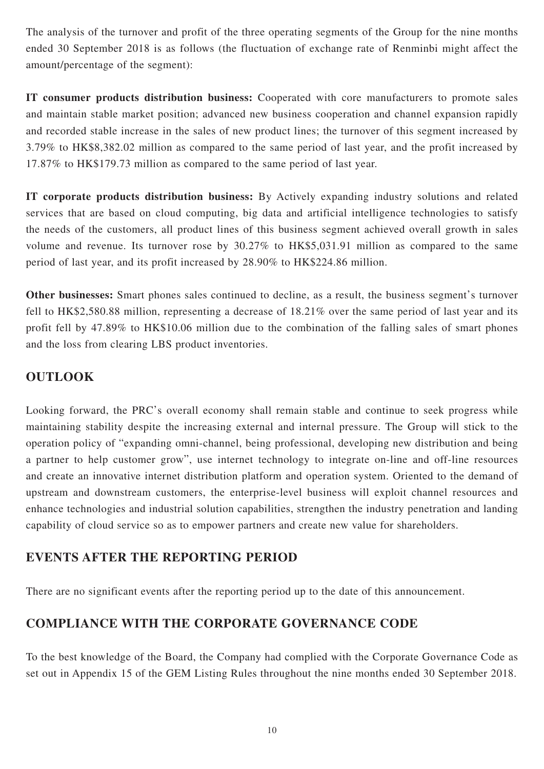The analysis of the turnover and profit of the three operating segments of the Group for the nine months ended 30 September 2018 is as follows (the fluctuation of exchange rate of Renminbi might affect the amount/percentage of the segment):

**IT consumer products distribution business:** Cooperated with core manufacturers to promote sales and maintain stable market position; advanced new business cooperation and channel expansion rapidly and recorded stable increase in the sales of new product lines; the turnover of this segment increased by 3.79% to HK$8,382.02 million as compared to the same period of last year, and the profit increased by 17.87% to HK$179.73 million as compared to the same period of last year.

**IT corporate products distribution business:** By Actively expanding industry solutions and related services that are based on cloud computing, big data and artificial intelligence technologies to satisfy the needs of the customers, all product lines of this business segment achieved overall growth in sales volume and revenue. Its turnover rose by 30.27% to HK$5,031.91 million as compared to the same period of last year, and its profit increased by 28.90% to HK$224.86 million.

**Other businesses:** Smart phones sales continued to decline, as a result, the business segment's turnover fell to HK$2,580.88 million, representing a decrease of 18.21% over the same period of last year and its profit fell by 47.89% to HK$10.06 million due to the combination of the falling sales of smart phones and the loss from clearing LBS product inventories.

## OUTLOOK

Looking forward, the PRC's overall economy shall remain stable and continue to seek progress while maintaining stability despite the increasing external and internal pressure. The Group will stick to the operation policy of "expanding omni-channel, being professional, developing new distribution and being a partner to help customer grow", use internet technology to integrate on-line and off-line resources and create an innovative internet distribution platform and operation system. Oriented to the demand of upstream and downstream customers, the enterprise-level business will exploit channel resources and enhance technologies and industrial solution capabilities, strengthen the industry penetration and landing capability of cloud service so as to empower partners and create new value for shareholders.

## EVENTS AFTER THE REPORTING PERIOD

There are no significant events after the reporting period up to the date of this announcement.

## COMPLIANCE WITH THE CORPORATE GOVERNANCE CODE

To the best knowledge of the Board, the Company had complied with the Corporate Governance Code as set out in Appendix 15 of the GEM Listing Rules throughout the nine months ended 30 September 2018.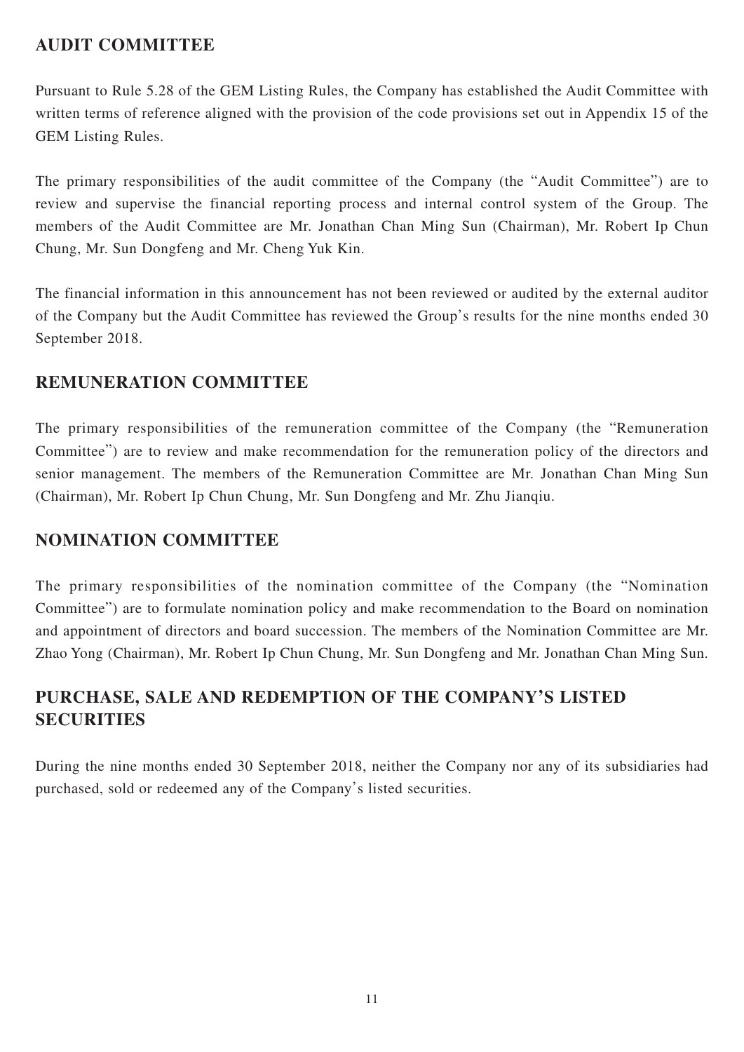## AUDIT COMMITTEE

Pursuant to Rule 5.28 of the GEM Listing Rules, the Company has established the Audit Committee with written terms of reference aligned with the provision of the code provisions set out in Appendix 15 of the GEM Listing Rules.

The primary responsibilities of the audit committee of the Company (the "Audit Committee") are to review and supervise the financial reporting process and internal control system of the Group. The members of the Audit Committee are Mr. Jonathan Chan Ming Sun (Chairman), Mr. Robert Ip Chun Chung, Mr. Sun Dongfeng and Mr. Cheng Yuk Kin.

The financial information in this announcement has not been reviewed or audited by the external auditor of the Company but the Audit Committee has reviewed the Group's results for the nine months ended 30 September 2018.

## REMUNERATION COMMITTEE

The primary responsibilities of the remuneration committee of the Company (the "Remuneration Committee") are to review and make recommendation for the remuneration policy of the directors and senior management. The members of the Remuneration Committee are Mr. Jonathan Chan Ming Sun (Chairman), Mr. Robert Ip Chun Chung, Mr. Sun Dongfeng and Mr. Zhu Jianqiu.

## NOMINATION COMMITTEE

The primary responsibilities of the nomination committee of the Company (the "Nomination Committee") are to formulate nomination policy and make recommendation to the Board on nomination and appointment of directors and board succession. The members of the Nomination Committee are Mr. Zhao Yong (Chairman), Mr. Robert Ip Chun Chung, Mr. Sun Dongfeng and Mr. Jonathan Chan Ming Sun.

## PURCHASE, SALE AND REDEMPTION OF THE COMPANY'S LISTED SECURITIES

During the nine months ended 30 September 2018, neither the Company nor any of its subsidiaries had purchased, sold or redeemed any of the Company's listed securities.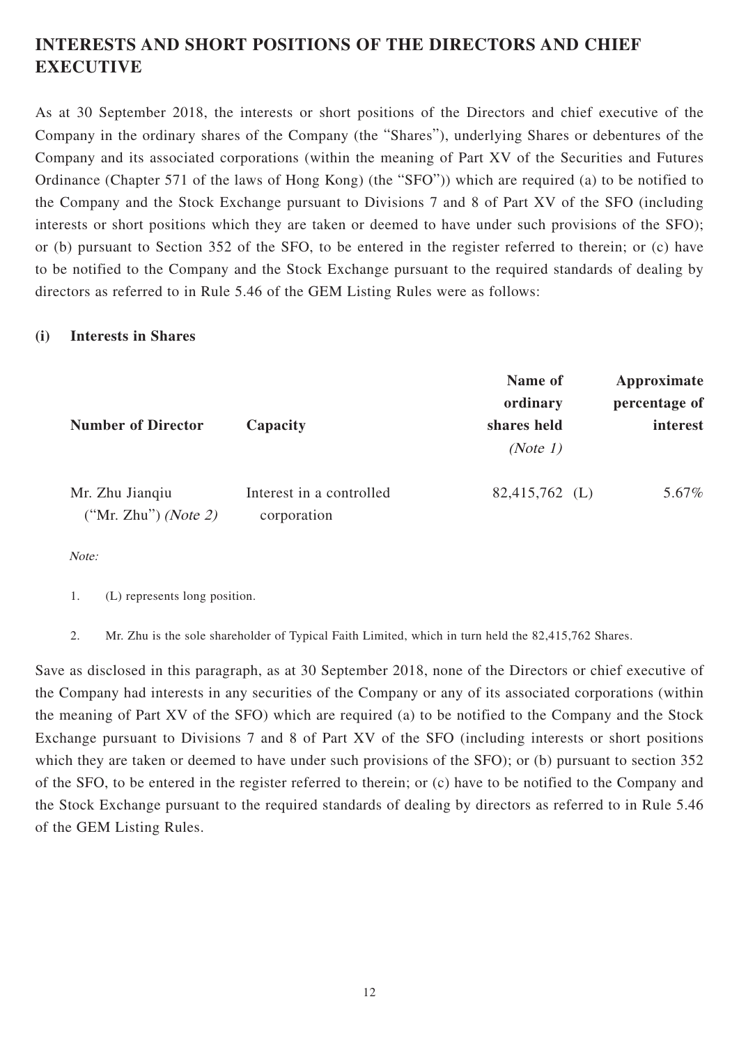## INTERESTS AND SHORT POSITIONS OF THE DIRECTORS AND CHIEF EXECUTIVE

As at 30 September 2018, the interests or short positions of the Directors and chief executive of the Company in the ordinary shares of the Company (the "Shares"), underlying Shares or debentures of the Company and its associated corporations (within the meaning of Part XV of the Securities and Futures Ordinance (Chapter 571 of the laws of Hong Kong) (the "SFO")) which are required (a) to be notified to the Company and the Stock Exchange pursuant to Divisions 7 and 8 of Part XV of the SFO (including interests or short positions which they are taken or deemed to have under such provisions of the SFO); or (b) pursuant to Section 352 of the SFO, to be entered in the register referred to therein; or (c) have to be notified to the Company and the Stock Exchange pursuant to the required standards of dealing by directors as referred to in Rule 5.46 of the GEM Listing Rules were as follows:

### (i) Interests in Shares

| Number of Director | Capacity | Name of ordinary shares held *(Note 1)* | Approximate percentage of interest |
|---|---|---|---|
| Mr. Zhu Jianqiu ("Mr. Zhu") *(Note 2)* | Interest in a controlled corporation | 82,415,762 (L) | 5.67% |

*Note:*

1. (L) represents long position.
2. Mr. Zhu is the sole shareholder of Typical Faith Limited, which in turn held the 82,415,762 Shares.

Save as disclosed in this paragraph, as at 30 September 2018, none of the Directors or chief executive of the Company had interests in any securities of the Company or any of its associated corporations (within the meaning of Part XV of the SFO) which are required (a) to be notified to the Company and the Stock Exchange pursuant to Divisions 7 and 8 of Part XV of the SFO (including interests or short positions which they are taken or deemed to have under such provisions of the SFO); or (b) pursuant to section 352 of the SFO, to be entered in the register referred to therein; or (c) have to be notified to the Company and the Stock Exchange pursuant to the required standards of dealing by directors as referred to in Rule 5.46 of the GEM Listing Rules.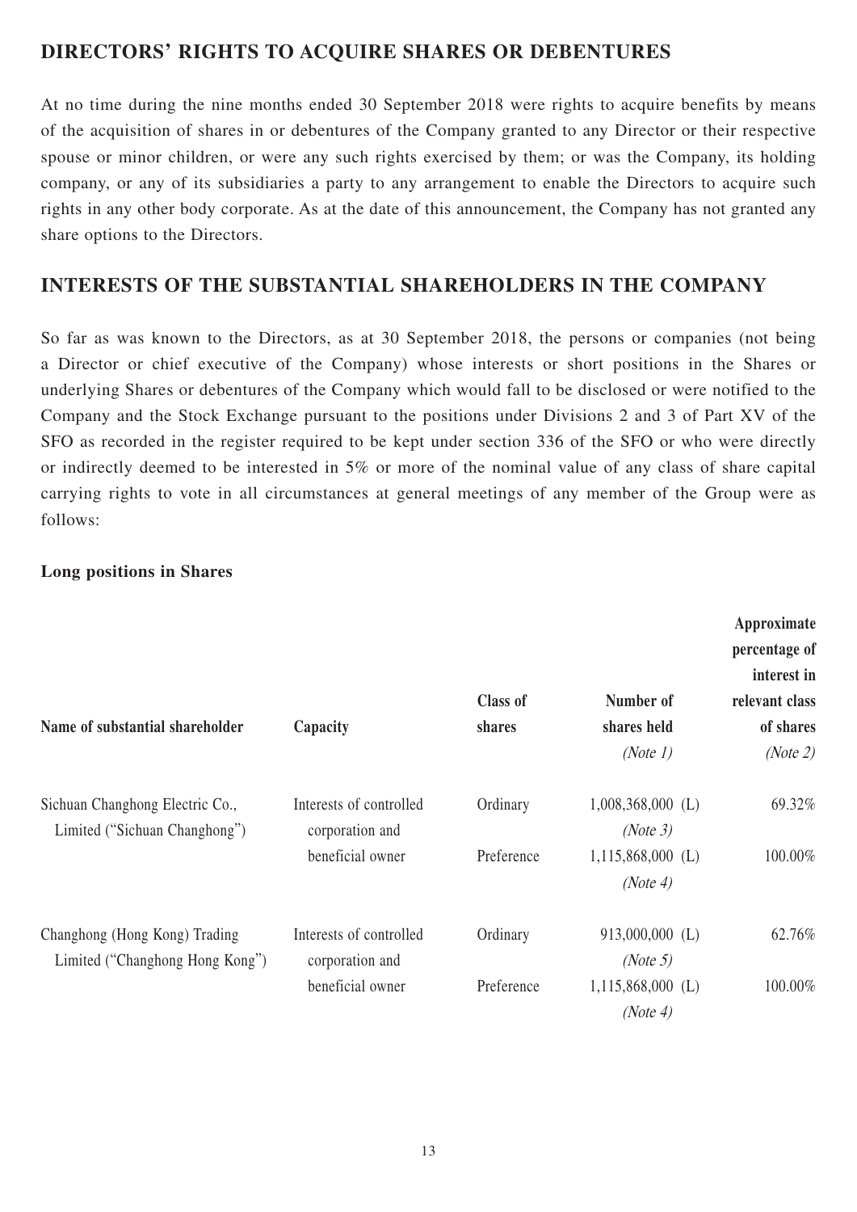## DIRECTORS' RIGHTS TO ACQUIRE SHARES OR DEBENTURES

At no time during the nine months ended 30 September 2018 were rights to acquire benefits by means of the acquisition of shares in or debentures of the Company granted to any Director or their respective spouse or minor children, or were any such rights exercised by them; or was the Company, its holding company, or any of its subsidiaries a party to any arrangement to enable the Directors to acquire such rights in any other body corporate. As at the date of this announcement, the Company has not granted any share options to the Directors.

## INTERESTS OF THE SUBSTANTIAL SHAREHOLDERS IN THE COMPANY

So far as was known to the Directors, as at 30 September 2018, the persons or companies (not being a Director or chief executive of the Company) whose interests or short positions in the Shares or underlying Shares or debentures of the Company which would fall to be disclosed or were notified to the Company and the Stock Exchange pursuant to the positions under Divisions 2 and 3 of Part XV of the SFO as recorded in the register required to be kept under section 336 of the SFO or who were directly or indirectly deemed to be interested in 5% or more of the nominal value of any class of share capital carrying rights to vote in all circumstances at general meetings of any member of the Group were as follows:

**Long positions in Shares**

| Name of substantial shareholder | Capacity | Class of shares | Number of shares held *(Note 1)* | Approximate percentage of interest in relevant class of shares *(Note 2)* |
|---|---|---|---|---|
| Sichuan Changhong Electric Co., Limited ("Sichuan Changhong") | Interests of controlled corporation and beneficial owner | Ordinary | 1,008,368,000 (L) *(Note 3)* | 69.32% |
| | | Preference | 1,115,868,000 (L) *(Note 4)* | 100.00% |
| Changhong (Hong Kong) Trading Limited ("Changhong Hong Kong") | Interests of controlled corporation and beneficial owner | Ordinary | 913,000,000 (L) *(Note 5)* | 62.76% |
| | | Preference | 1,115,868,000 (L) *(Note 4)* | 100.00% |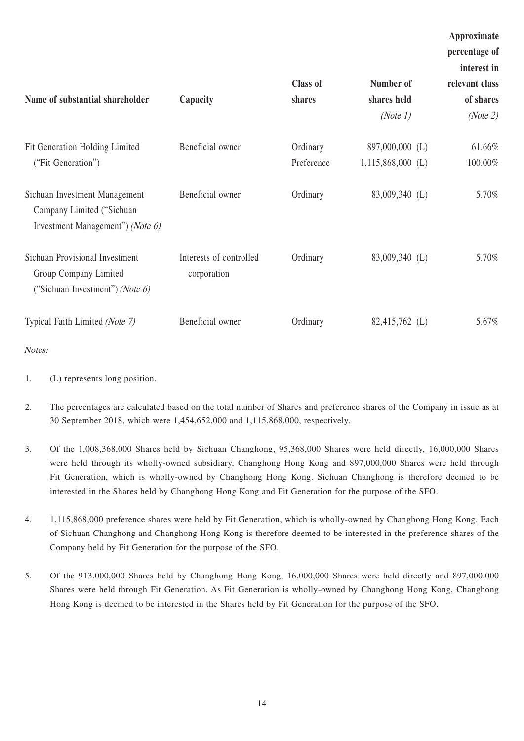| Name of substantial shareholder | Capacity | Class of shares | Number of shares held *(Note 1)* | Approximate percentage of interest in relevant class of shares *(Note 2)* |
|---|---|---|---|---|
| Fit Generation Holding Limited ("Fit Generation") | Beneficial owner | Ordinary | 897,000,000 (L) | 61.66% |
| | | Preference | 1,115,868,000 (L) | 100.00% |
| Sichuan Investment Management Company Limited ("Sichuan Investment Management") *(Note 6)* | Beneficial owner | Ordinary | 83,009,340 (L) | 5.70% |
| Sichuan Provisional Investment Group Company Limited ("Sichuan Investment") *(Note 6)* | Interests of controlled corporation | Ordinary | 83,009,340 (L) | 5.70% |
| Typical Faith Limited *(Note 7)* | Beneficial owner | Ordinary | 82,415,762 (L) | 5.67% |

*Notes:*

1. (L) represents long position.

2. The percentages are calculated based on the total number of Shares and preference shares of the Company in issue as at 30 September 2018, which were 1,454,652,000 and 1,115,868,000, respectively.

3. Of the 1,008,368,000 Shares held by Sichuan Changhong, 95,368,000 Shares were held directly, 16,000,000 Shares were held through its wholly-owned subsidiary, Changhong Hong Kong and 897,000,000 Shares were held through Fit Generation, which is wholly-owned by Changhong Hong Kong. Sichuan Changhong is therefore deemed to be interested in the Shares held by Changhong Hong Kong and Fit Generation for the purpose of the SFO.

4. 1,115,868,000 preference shares were held by Fit Generation, which is wholly-owned by Changhong Hong Kong. Each of Sichuan Changhong and Changhong Hong Kong is therefore deemed to be interested in the preference shares of the Company held by Fit Generation for the purpose of the SFO.

5. Of the 913,000,000 Shares held by Changhong Hong Kong, 16,000,000 Shares were held directly and 897,000,000 Shares were held through Fit Generation. As Fit Generation is wholly-owned by Changhong Hong Kong, Changhong Hong Kong is deemed to be interested in the Shares held by Fit Generation for the purpose of the SFO.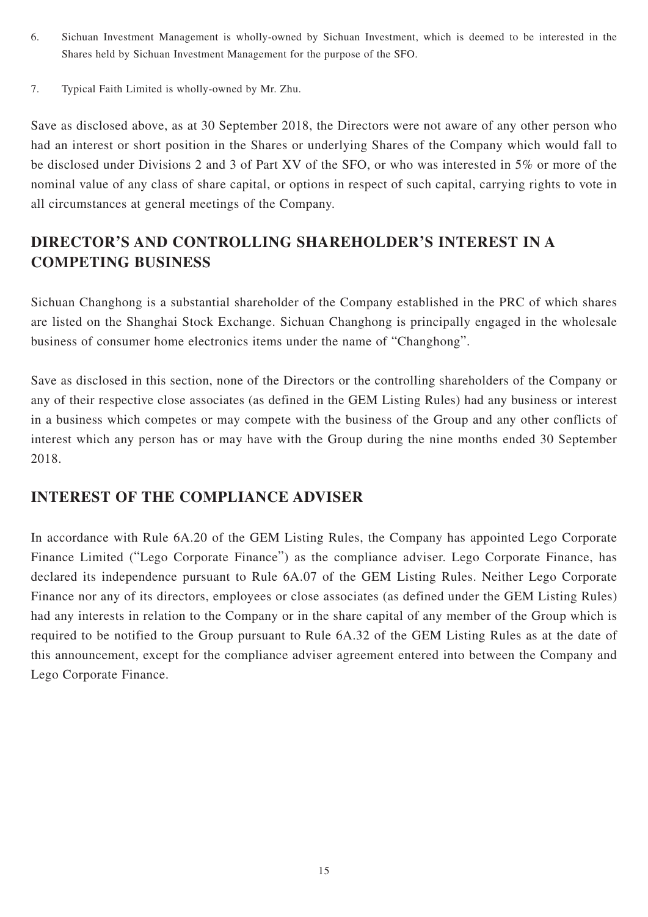6. Sichuan Investment Management is wholly-owned by Sichuan Investment, which is deemed to be interested in the Shares held by Sichuan Investment Management for the purpose of the SFO.

7. Typical Faith Limited is wholly-owned by Mr. Zhu.

Save as disclosed above, as at 30 September 2018, the Directors were not aware of any other person who had an interest or short position in the Shares or underlying Shares of the Company which would fall to be disclosed under Divisions 2 and 3 of Part XV of the SFO, or who was interested in 5% or more of the nominal value of any class of share capital, or options in respect of such capital, carrying rights to vote in all circumstances at general meetings of the Company.

## DIRECTOR'S AND CONTROLLING SHAREHOLDER'S INTEREST IN A COMPETING BUSINESS

Sichuan Changhong is a substantial shareholder of the Company established in the PRC of which shares are listed on the Shanghai Stock Exchange. Sichuan Changhong is principally engaged in the wholesale business of consumer home electronics items under the name of "Changhong".

Save as disclosed in this section, none of the Directors or the controlling shareholders of the Company or any of their respective close associates (as defined in the GEM Listing Rules) had any business or interest in a business which competes or may compete with the business of the Group and any other conflicts of interest which any person has or may have with the Group during the nine months ended 30 September 2018.

## INTEREST OF THE COMPLIANCE ADVISER

In accordance with Rule 6A.20 of the GEM Listing Rules, the Company has appointed Lego Corporate Finance Limited ("Lego Corporate Finance") as the compliance adviser. Lego Corporate Finance, has declared its independence pursuant to Rule 6A.07 of the GEM Listing Rules. Neither Lego Corporate Finance nor any of its directors, employees or close associates (as defined under the GEM Listing Rules) had any interests in relation to the Company or in the share capital of any member of the Group which is required to be notified to the Group pursuant to Rule 6A.32 of the GEM Listing Rules as at the date of this announcement, except for the compliance adviser agreement entered into between the Company and Lego Corporate Finance.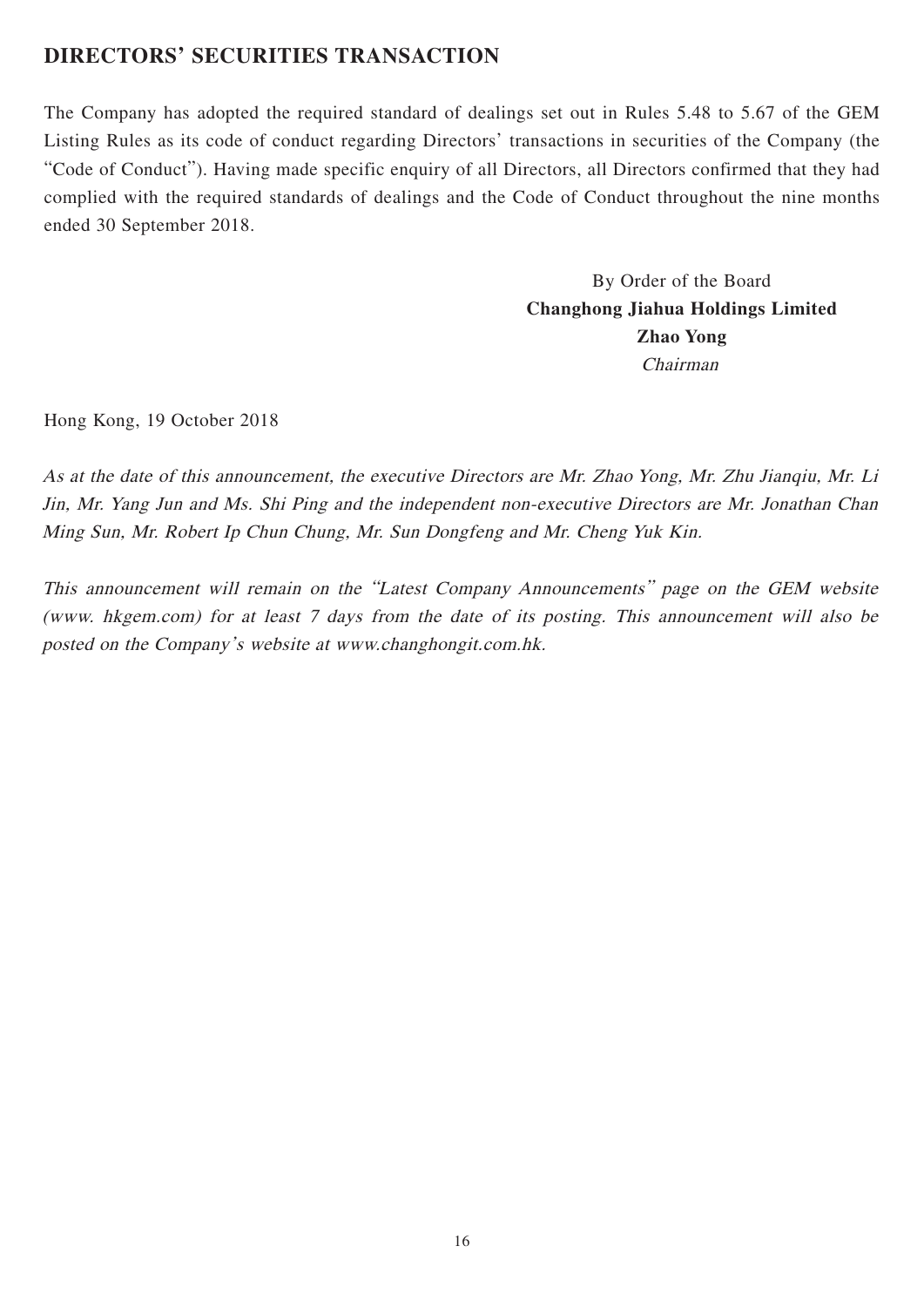## DIRECTORS' SECURITIES TRANSACTION

The Company has adopted the required standard of dealings set out in Rules 5.48 to 5.67 of the GEM Listing Rules as its code of conduct regarding Directors' transactions in securities of the Company (the "Code of Conduct"). Having made specific enquiry of all Directors, all Directors confirmed that they had complied with the required standards of dealings and the Code of Conduct throughout the nine months ended 30 September 2018.

By Order of the Board
**Changhong Jiahua Holdings Limited**
**Zhao Yong**
*Chairman*

Hong Kong, 19 October 2018

*As at the date of this announcement, the executive Directors are Mr. Zhao Yong, Mr. Zhu Jianqiu, Mr. Li Jin, Mr. Yang Jun and Ms. Shi Ping and the independent non-executive Directors are Mr. Jonathan Chan Ming Sun, Mr. Robert Ip Chun Chung, Mr. Sun Dongfeng and Mr. Cheng Yuk Kin.*

*This announcement will remain on the "Latest Company Announcements" page on the GEM website (www. hkgem.com) for at least 7 days from the date of its posting. This announcement will also be posted on the Company's website at www.changhongit.com.hk.*